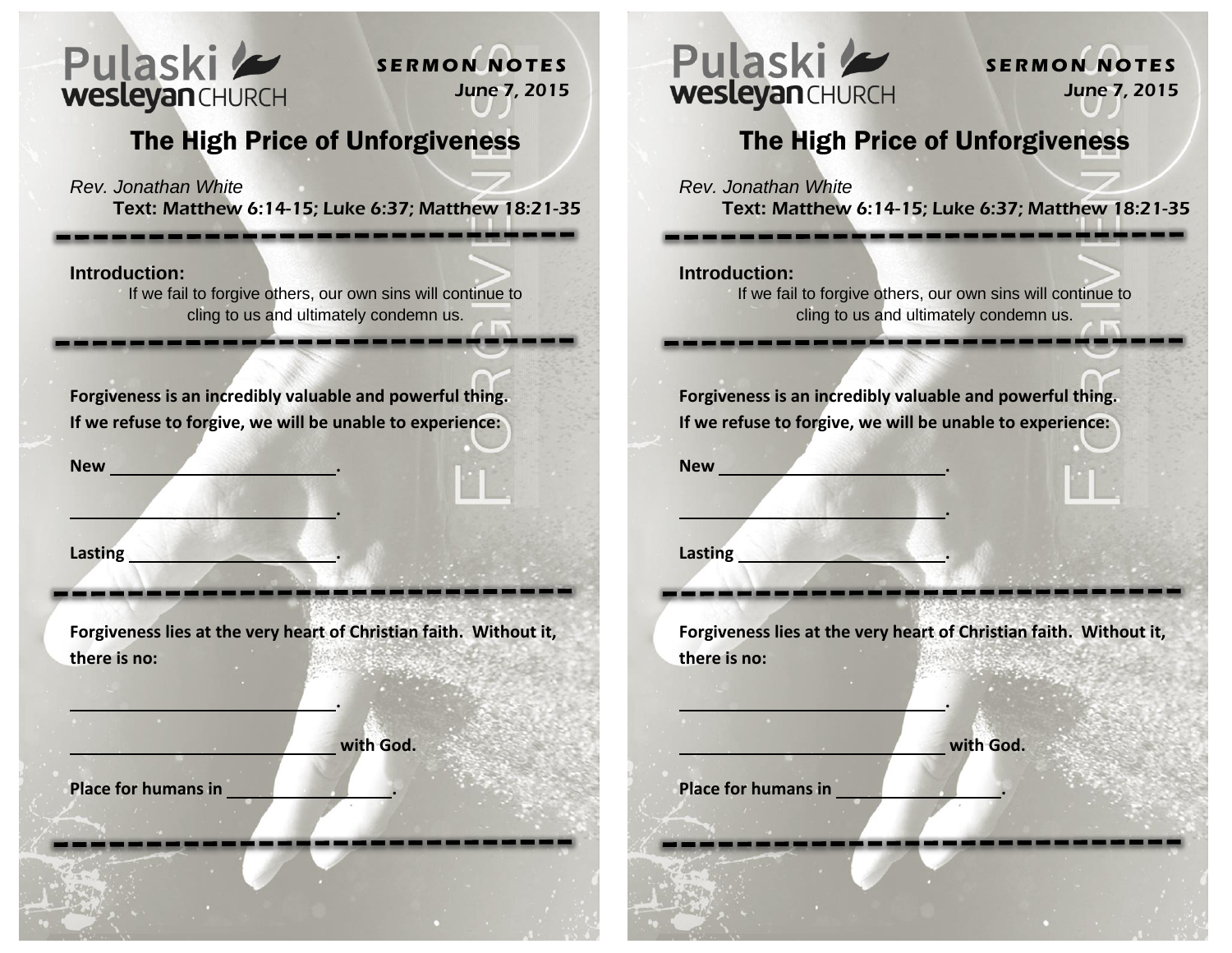Pulaski wesleyan CHURCH

**SERMON NOTES**
June 7, 2015

# The High Price of Unforgiveness

*Rev. Jonathan White*
Text: Matthew 6:14-15; Luke 6:37; Matthew 18:21-35

---

**Introduction:**
If we fail to forgive others, our own sins will continue to cling to us and ultimately condemn us.

---

**Forgiveness is an incredibly valuable and powerful thing. If we refuse to forgive, we will be unable to experience:**

**New ________________________.**

**____________________________.**

**Lasting ______________________.**

---

**Forgiveness lies at the very heart of Christian faith. Without it, there is no:**

**____________________________.**

**____________________________ with God.**

**Place for humans in ________________.**

---

Pulaski wesleyan CHURCH

**SERMON NOTES**
June 7, 2015

# The High Price of Unforgiveness

*Rev. Jonathan White*
Text: Matthew 6:14-15; Luke 6:37; Matthew 18:21-35

---

**Introduction:**
If we fail to forgive others, our own sins will continue to cling to us and ultimately condemn us.

---

**Forgiveness is an incredibly valuable and powerful thing. If we refuse to forgive, we will be unable to experience:**

**New ________________________.**

**____________________________.**

**Lasting ______________________.**

---

**Forgiveness lies at the very heart of Christian faith. Without it, there is no:**

**____________________________.**

**____________________________ with God.**

**Place for humans in ________________.**

---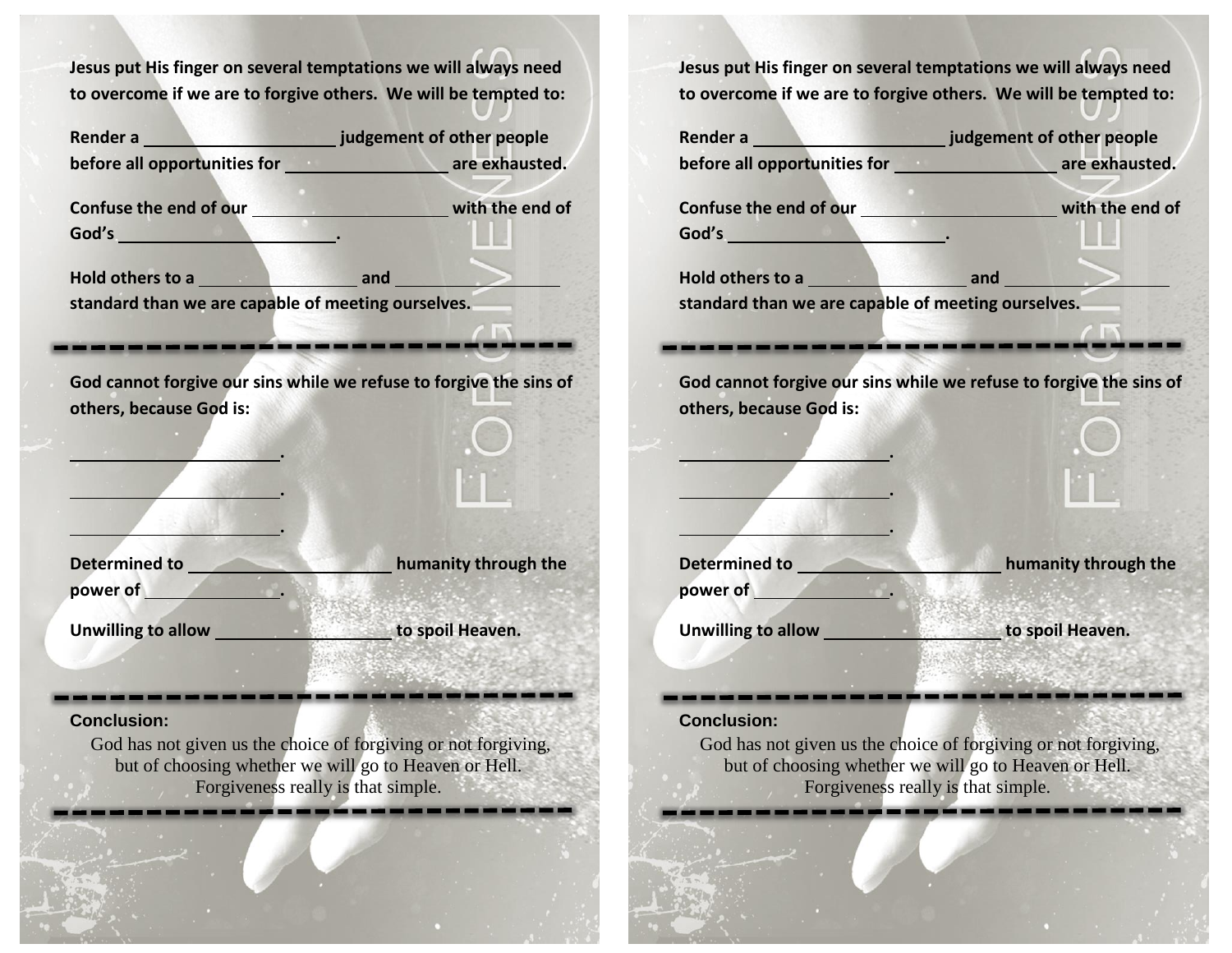**Jesus put His finger on several temptations we will always need to overcome if we are to forgive others. We will be tempted to:**

**Render a ____________________ judgement of other people before all opportunities for ________________ are exhausted.**

**Confuse the end of our ____________________ with the end of God's ______________________.**

**Hold others to a ________________ and ________________ standard than we are capable of meeting ourselves.**

---

**God cannot forgive our sins while we refuse to forgive the sins of others, because God is:**

**______________________.**

**______________________.**

**______________________.**

**Determined to _____________________ humanity through the power of ______________.**

**Unwilling to allow __________________ to spoil Heaven.**

---

**Conclusion:**

God has not given us the choice of forgiving or not forgiving, but of choosing whether we will go to Heaven or Hell. Forgiveness really is that simple.

---

FORGIVENESS

**Jesus put His finger on several temptations we will always need to overcome if we are to forgive others. We will be tempted to:**

**Render a ____________________ judgement of other people before all opportunities for ________________ are exhausted.**

**Confuse the end of our ____________________ with the end of God's ______________________.**

**Hold others to a ________________ and ________________ standard than we are capable of meeting ourselves.**

---

**God cannot forgive our sins while we refuse to forgive the sins of others, because God is:**

**______________________.**

**______________________.**

**______________________.**

**Determined to _____________________ humanity through the power of ______________.**

**Unwilling to allow __________________ to spoil Heaven.**

---

**Conclusion:**

God has not given us the choice of forgiving or not forgiving, but of choosing whether we will go to Heaven or Hell. Forgiveness really is that simple.

---

FORGIVENESS